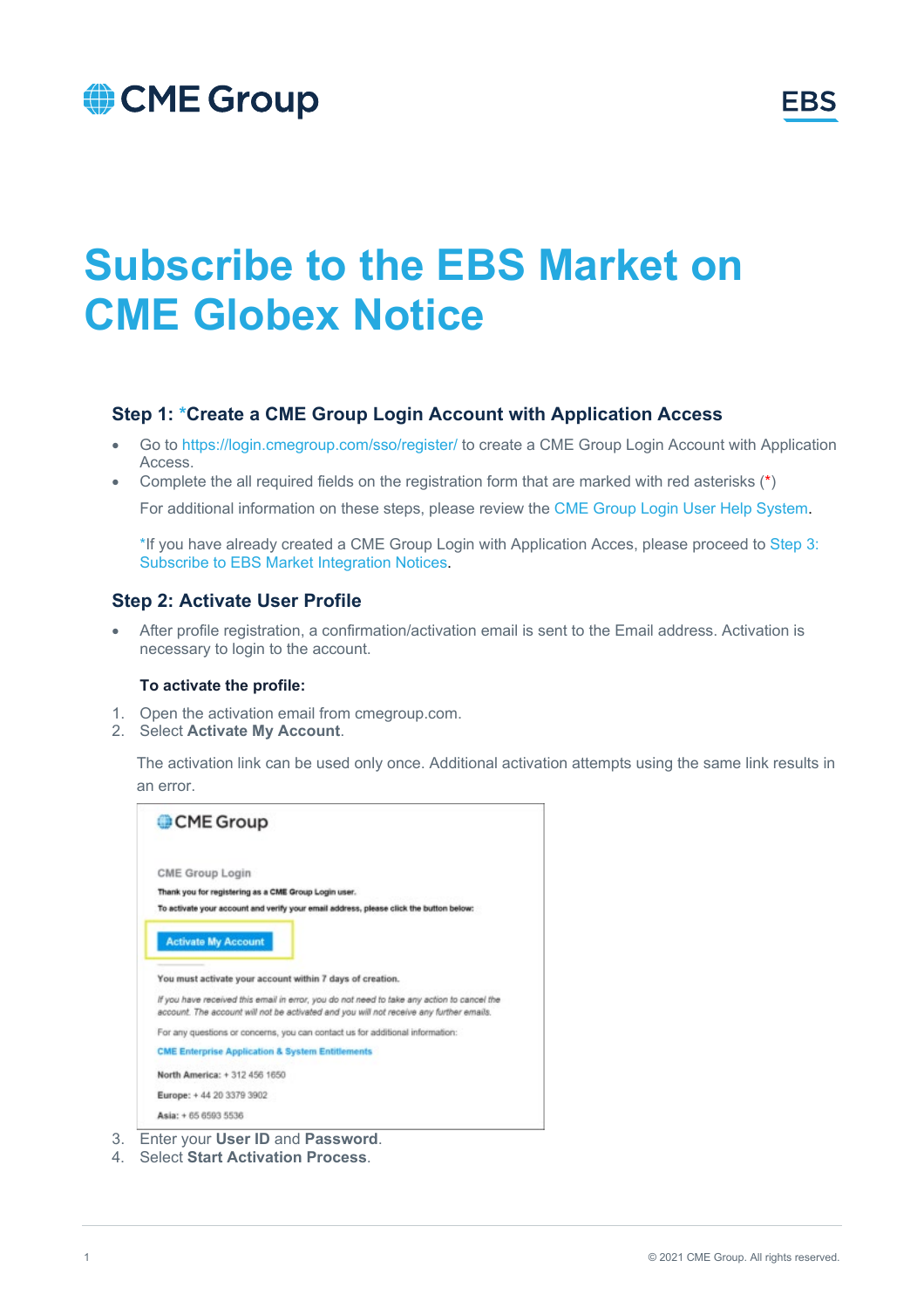# Subscribe to the EBS Market on CME Globex Notice

### Step 1: *Create a CME Group Login Account with Application Access

- Go to https://login.cmegroup.com/sso/register/ to create a CME Group Login Account with Application Access.
- Complete the all required fields on the registration form that are marked with red asterisks (*)

  For additional information on these steps, please review the CME Group Login User Help System.

  *If you have already created a CME Group Login with Application Acces, please proceed to Step 3: Subscribe to EBS Market Integration Notices.

### Step 2: Activate User Profile

- After profile registration, a confirmation/activation email is sent to the Email address. Activation is necessary to login to the account.

**To activate the profile:**

1. Open the activation email from cmegroup.com.
2. Select **Activate My Account**.

   The activation link can be used only once. Additional activation attempts using the same link results in an error.

   CME Group

   CME Group Login

   **Thank you for registering as a CME Group Login user.**

   **To activate your account and verify your email address, please click the button below:**

   Activate My Account

   **You must activate your account within 7 days of creation.**

   *If you have received this email in error, you do not need to take any action to cancel the account. The account will not be activated and you will not receive any further emails.*

   For any questions or concerns, you can contact us for additional information:

   **CME Enterprise Application & System Entitlements**

   **North America:** + 312 456 1650

   **Europe:** + 44 20 3379 3902

   **Asia:** + 65 6593 5536

3. Enter your **User ID** and **Password**.
4. Select **Start Activation Process**.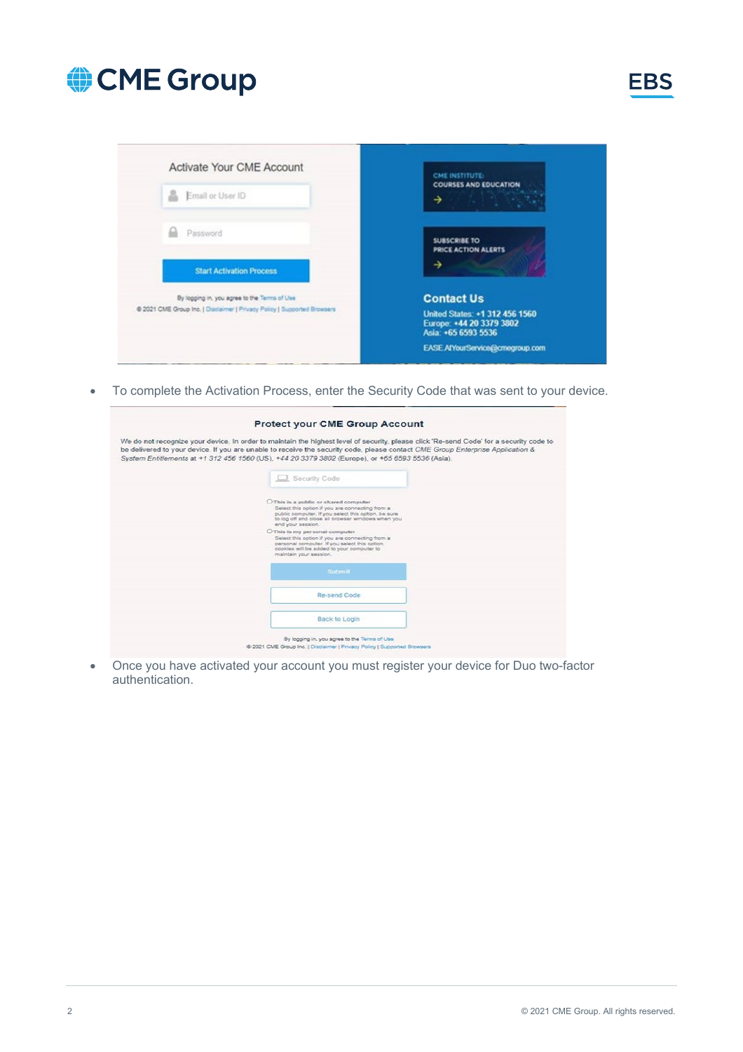- To complete the Activation Process, enter the Security Code that was sent to your device.

- Once you have activated your account you must register your device for Duo two-factor authentication.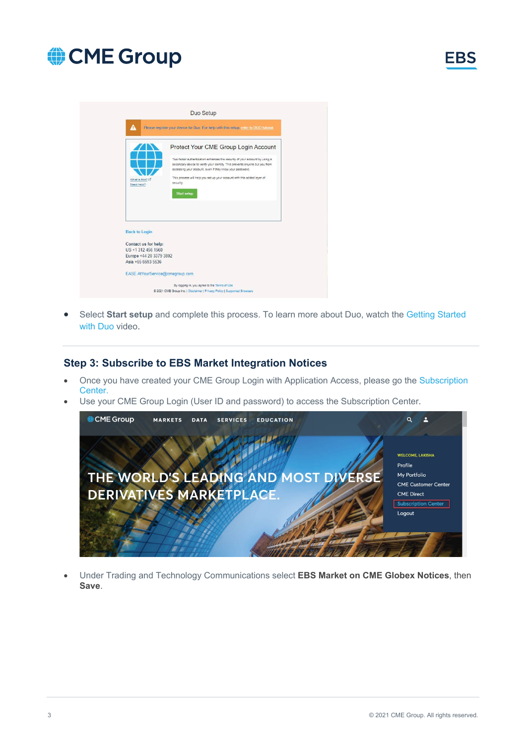- Select **Start setup** and complete this process. To learn more about Duo, watch the Getting Started with Duo video.

## Step 3: Subscribe to EBS Market Integration Notices

- Once you have created your CME Group Login with Application Access, please go the Subscription Center.
- Use your CME Group Login (User ID and password) to access the Subscription Center.

- Under Trading and Technology Communications select **EBS Market on CME Globex Notices**, then **Save**.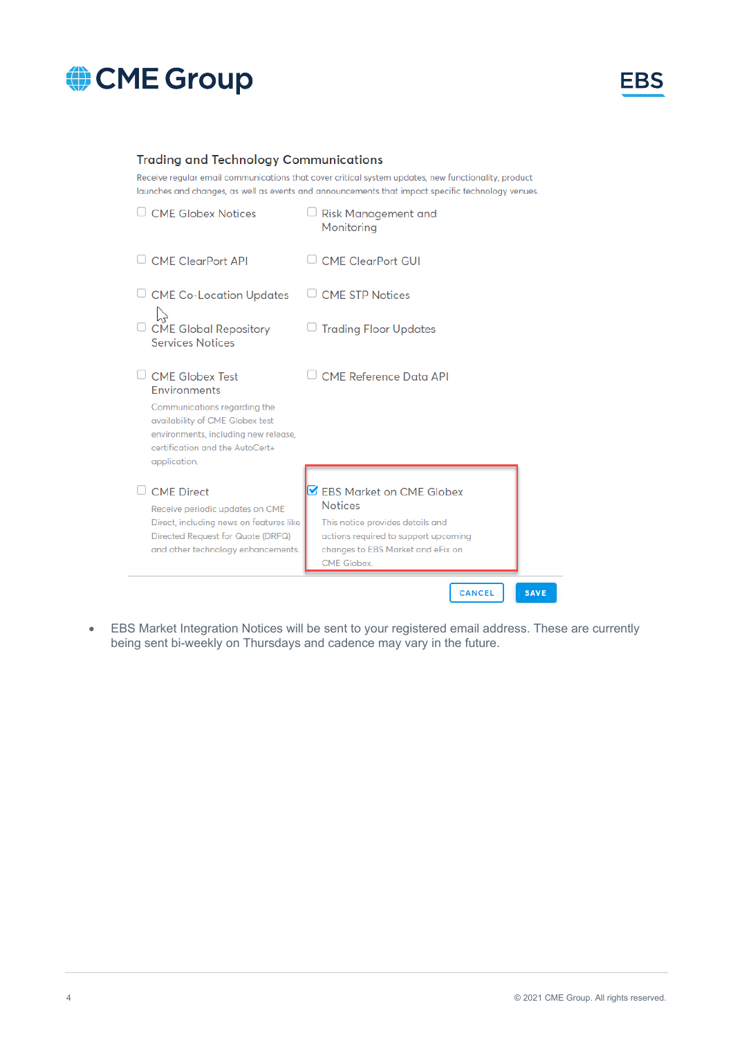### Trading and Technology Communications

Receive regular email communications that cover critical system updates, new functionality, product launches and changes, as well as events and announcements that impact specific technology venues.

- ☐ CME Globex Notices
- ☐ Risk Management and Monitoring
- ☐ CME ClearPort API
- ☐ CME ClearPort GUI
- ☐ CME Co-Location Updates
- ☐ CME STP Notices
- ☐ CME Global Repository Services Notices
- ☐ Trading Floor Updates
- ☐ CME Globex Test Environments
  Communications regarding the availability of CME Globex test environments, including new release, certification and the AutoCert+ application.
- ☐ CME Reference Data API
- ☐ CME Direct
  Receive periodic updates on CME Direct, including news on features like Directed Request for Quote (DRFQ) and other technology enhancements.
- ☑ EBS Market on CME Globex Notices
  This notice provides details and actions required to support upcoming changes to EBS Market and eFix on CME Globex.

CANCEL | SAVE

- EBS Market Integration Notices will be sent to your registered email address. These are currently being sent bi-weekly on Thursdays and cadence may vary in the future.